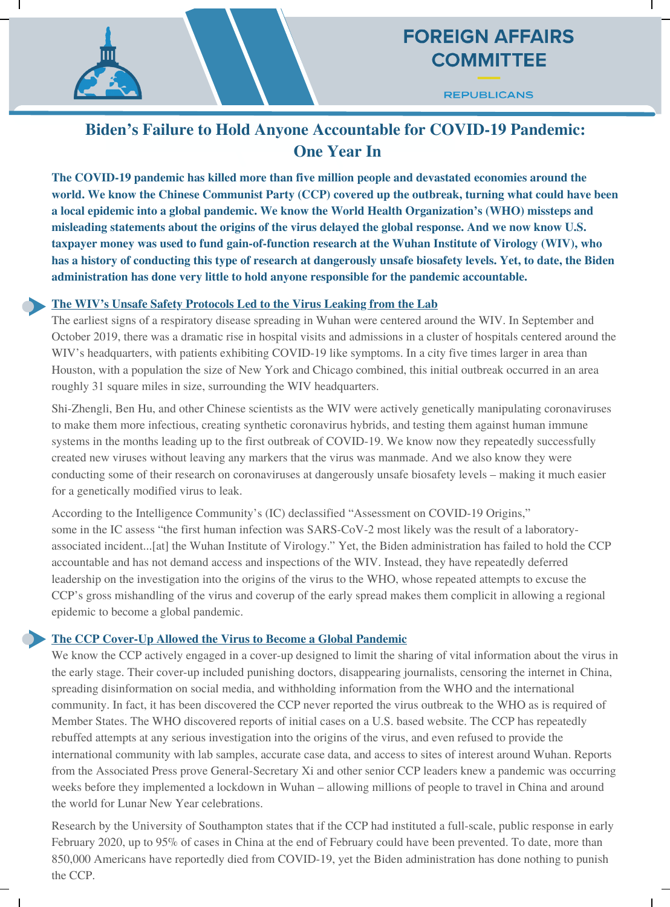FOREIGN AFFAIRS COMMITTEE

REPUBLICANS

# Biden's Failure to Hold Anyone Accountable for COVID-19 Pandemic: One Year In

**The COVID-19 pandemic has killed more than five million people and devastated economies around the world. We know the Chinese Communist Party (CCP) covered up the outbreak, turning what could have been a local epidemic into a global pandemic. We know the World Health Organization's (WHO) missteps and misleading statements about the origins of the virus delayed the global response. And we now know U.S. taxpayer money was used to fund gain-of-function research at the Wuhan Institute of Virology (WIV), who has a history of conducting this type of research at dangerously unsafe biosafety levels. Yet, to date, the Biden administration has done very little to hold anyone responsible for the pandemic accountable.**

## The WIV's Unsafe Safety Protocols Led to the Virus Leaking from the Lab

The earliest signs of a respiratory disease spreading in Wuhan were centered around the WIV. In September and October 2019, there was a dramatic rise in hospital visits and admissions in a cluster of hospitals centered around the WIV's headquarters, with patients exhibiting COVID-19 like symptoms. In a city five times larger in area than Houston, with a population the size of New York and Chicago combined, this initial outbreak occurred in an area roughly 31 square miles in size, surrounding the WIV headquarters.

Shi-Zhengli, Ben Hu, and other Chinese scientists as the WIV were actively genetically manipulating coronaviruses to make them more infectious, creating synthetic coronavirus hybrids, and testing them against human immune systems in the months leading up to the first outbreak of COVID-19. We know now they repeatedly successfully created new viruses without leaving any markers that the virus was manmade. And we also know they were conducting some of their research on coronaviruses at dangerously unsafe biosafety levels – making it much easier for a genetically modified virus to leak.

According to the Intelligence Community's (IC) declassified "Assessment on COVID-19 Origins," some in the IC assess "the first human infection was SARS-CoV-2 most likely was the result of a laboratory-associated incident...[at] the Wuhan Institute of Virology." Yet, the Biden administration has failed to hold the CCP accountable and has not demand access and inspections of the WIV. Instead, they have repeatedly deferred leadership on the investigation into the origins of the virus to the WHO, whose repeated attempts to excuse the CCP's gross mishandling of the virus and coverup of the early spread makes them complicit in allowing a regional epidemic to become a global pandemic.

## The CCP Cover-Up Allowed the Virus to Become a Global Pandemic

We know the CCP actively engaged in a cover-up designed to limit the sharing of vital information about the virus in the early stage. Their cover-up included punishing doctors, disappearing journalists, censoring the internet in China, spreading disinformation on social media, and withholding information from the WHO and the international community. In fact, it has been discovered the CCP never reported the virus outbreak to the WHO as is required of Member States. The WHO discovered reports of initial cases on a U.S. based website. The CCP has repeatedly rebuffed attempts at any serious investigation into the origins of the virus, and even refused to provide the international community with lab samples, accurate case data, and access to sites of interest around Wuhan. Reports from the Associated Press prove General-Secretary Xi and other senior CCP leaders knew a pandemic was occurring weeks before they implemented a lockdown in Wuhan – allowing millions of people to travel in China and around the world for Lunar New Year celebrations.

Research by the University of Southampton states that if the CCP had instituted a full-scale, public response in early February 2020, up to 95% of cases in China at the end of February could have been prevented. To date, more than 850,000 Americans have reportedly died from COVID-19, yet the Biden administration has done nothing to punish the CCP.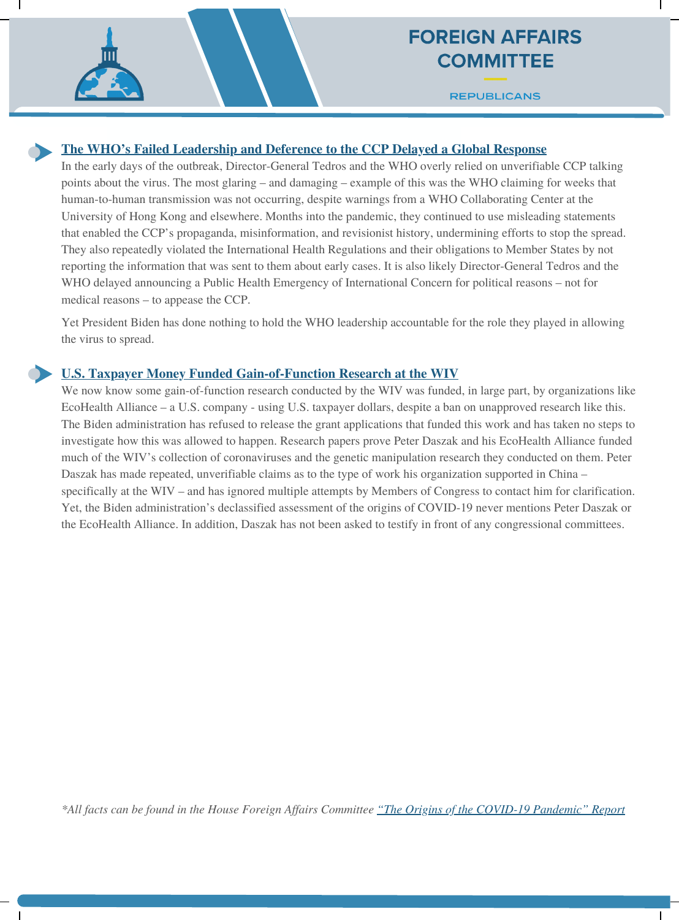### The WHO's Failed Leadership and Deference to the CCP Delayed a Global Response

In the early days of the outbreak, Director-General Tedros and the WHO overly relied on unverifiable CCP talking points about the virus. The most glaring – and damaging – example of this was the WHO claiming for weeks that human-to-human transmission was not occurring, despite warnings from a WHO Collaborating Center at the University of Hong Kong and elsewhere. Months into the pandemic, they continued to use misleading statements that enabled the CCP's propaganda, misinformation, and revisionist history, undermining efforts to stop the spread. They also repeatedly violated the International Health Regulations and their obligations to Member States by not reporting the information that was sent to them about early cases. It is also likely Director-General Tedros and the WHO delayed announcing a Public Health Emergency of International Concern for political reasons – not for medical reasons – to appease the CCP.

Yet President Biden has done nothing to hold the WHO leadership accountable for the role they played in allowing the virus to spread.

### U.S. Taxpayer Money Funded Gain-of-Function Research at the WIV

We now know some gain-of-function research conducted by the WIV was funded, in large part, by organizations like EcoHealth Alliance – a U.S. company - using U.S. taxpayer dollars, despite a ban on unapproved research like this. The Biden administration has refused to release the grant applications that funded this work and has taken no steps to investigate how this was allowed to happen. Research papers prove Peter Daszak and his EcoHealth Alliance funded much of the WIV's collection of coronaviruses and the genetic manipulation research they conducted on them. Peter Daszak has made repeated, unverifiable claims as to the type of work his organization supported in China – specifically at the WIV – and has ignored multiple attempts by Members of Congress to contact him for clarification. Yet, the Biden administration's declassified assessment of the origins of COVID-19 never mentions Peter Daszak or the EcoHealth Alliance. In addition, Daszak has not been asked to testify in front of any congressional committees.

*\*All facts can be found in the House Foreign Affairs Committee "The Origins of the COVID-19 Pandemic" Report*